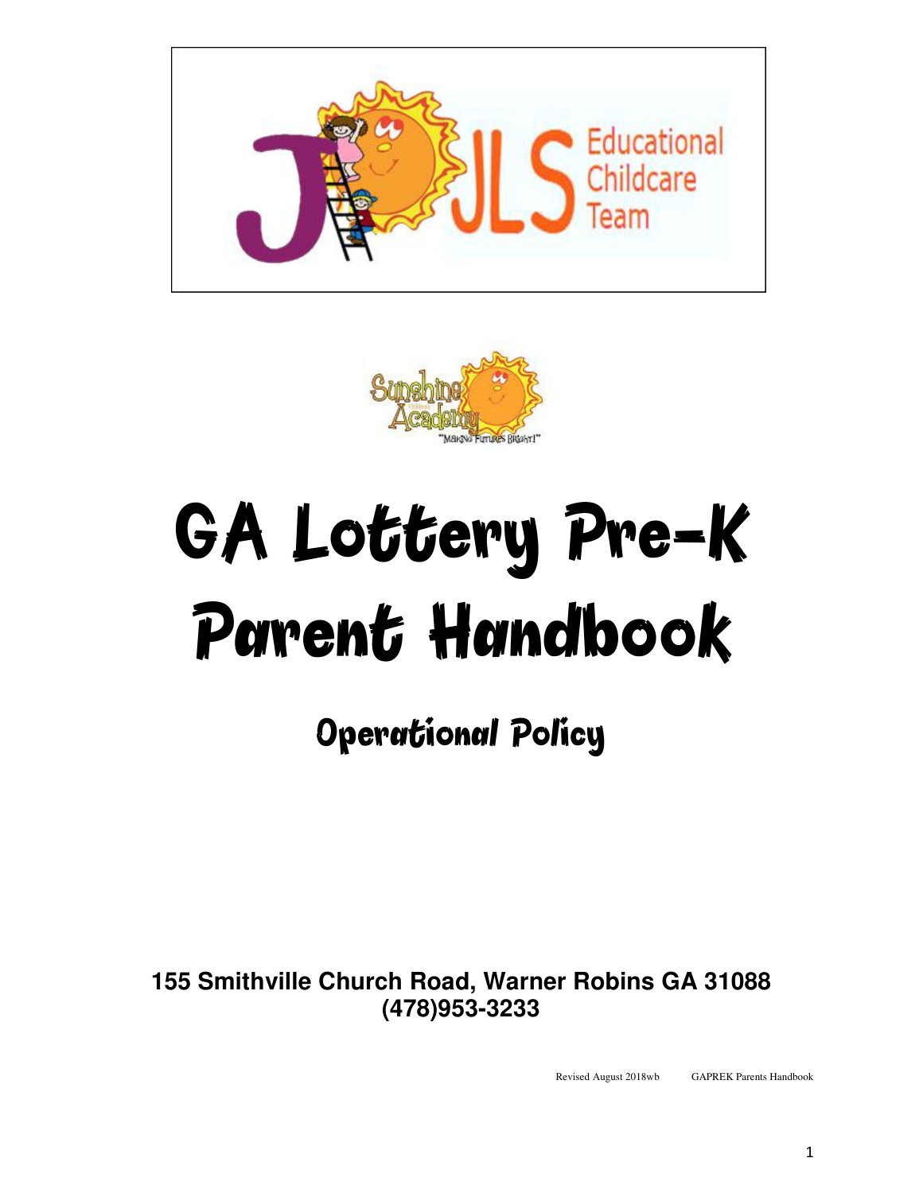JLS Educational Childcare Team

Sunshine Academy
"Making Futures Bright!"

# GA Lottery Pre-K Parent Handbook

## Operational Policy

**155 Smithville Church Road, Warner Robins GA 31088**
**(478)953-3233**

Revised August 2018wb GAPREK Parents Handbook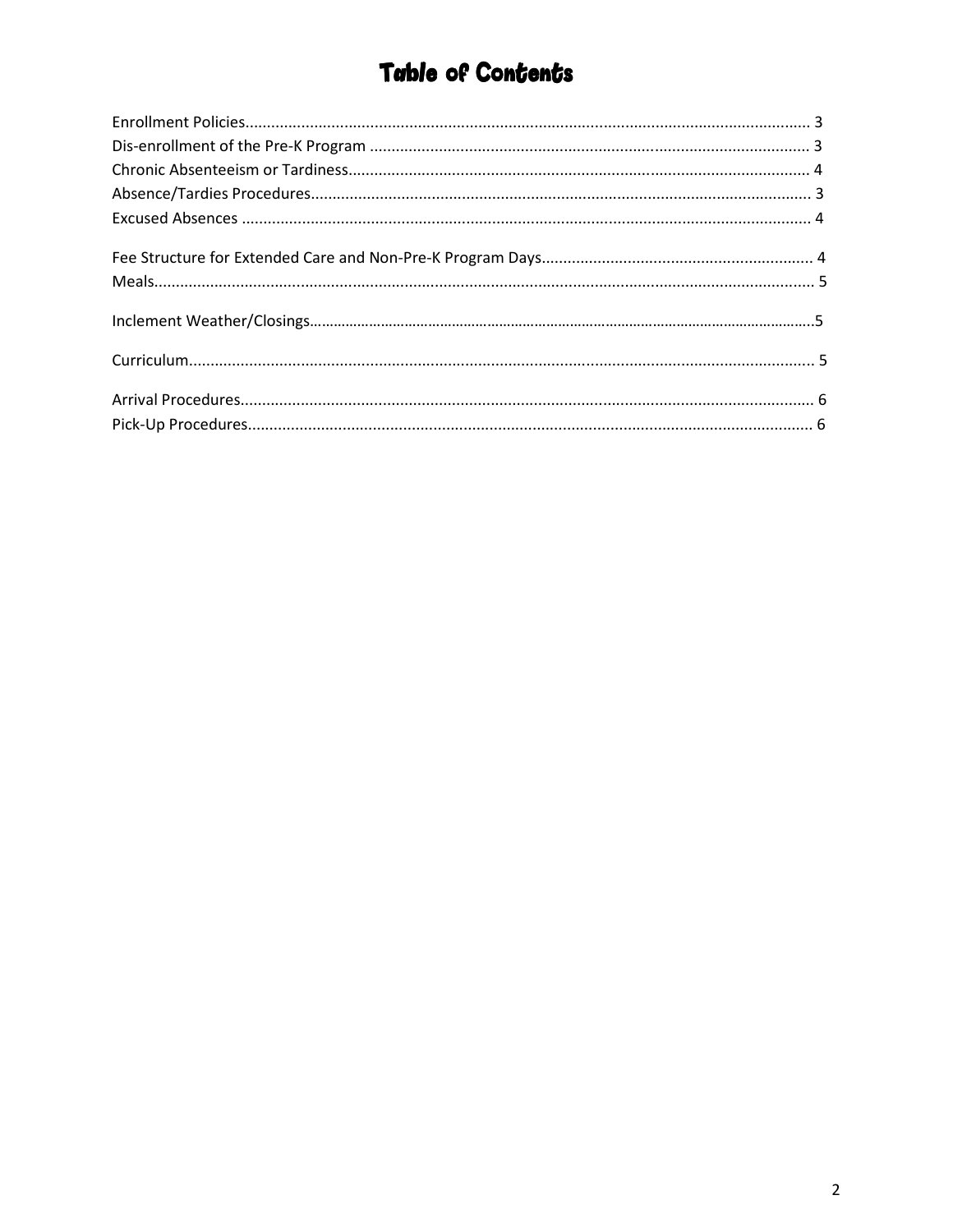# Table of Contents

Enrollment Policies................................................................................................................................ 3
Dis-enrollment of the Pre-K Program ..................................................................................................... 3
Chronic Absenteeism or Tardiness........................................................................................................ 4
Absence/Tardies Procedures.................................................................................................................. 3
Excused Absences ................................................................................................................................. 4

Fee Structure for Extended Care and Non-Pre-K Program Days.............................................................. 4
Meals...................................................................................................................................................... 5

Inclement Weather/Closings.....................................................................................................................5

Curriculum.............................................................................................................................................. 5

Arrival Procedures.................................................................................................................................. 6
Pick-Up Procedures................................................................................................................................ 6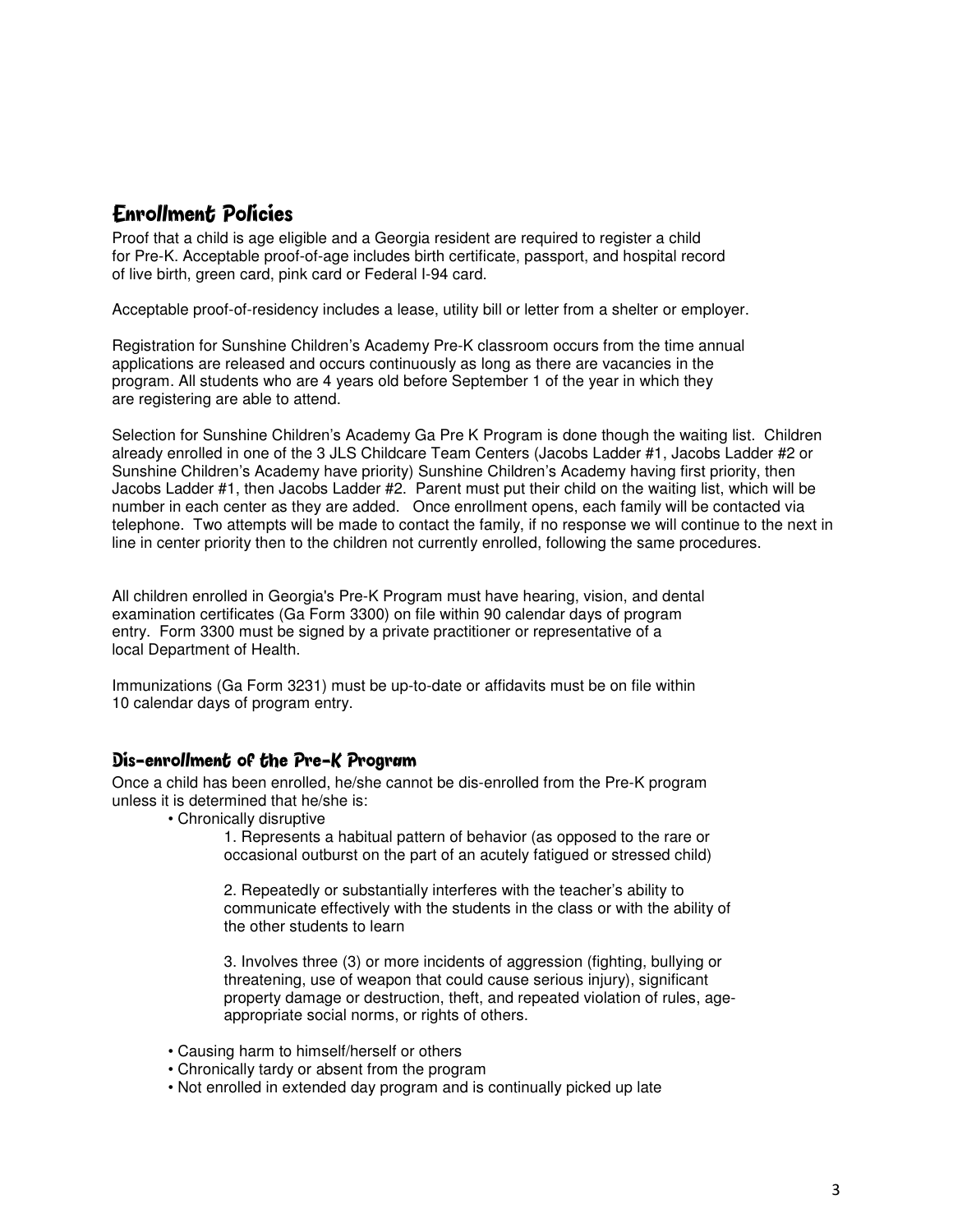## Enrollment Policies

Proof that a child is age eligible and a Georgia resident are required to register a child for Pre-K. Acceptable proof-of-age includes birth certificate, passport, and hospital record of live birth, green card, pink card or Federal I-94 card.

Acceptable proof-of-residency includes a lease, utility bill or letter from a shelter or employer.

Registration for Sunshine Children's Academy Pre-K classroom occurs from the time annual applications are released and occurs continuously as long as there are vacancies in the program. All students who are 4 years old before September 1 of the year in which they are registering are able to attend.

Selection for Sunshine Children's Academy Ga Pre K Program is done though the waiting list. Children already enrolled in one of the 3 JLS Childcare Team Centers (Jacobs Ladder #1, Jacobs Ladder #2 or Sunshine Children's Academy have priority) Sunshine Children's Academy having first priority, then Jacobs Ladder #1, then Jacobs Ladder #2. Parent must put their child on the waiting list, which will be number in each center as they are added. Once enrollment opens, each family will be contacted via telephone. Two attempts will be made to contact the family, if no response we will continue to the next in line in center priority then to the children not currently enrolled, following the same procedures.

All children enrolled in Georgia's Pre-K Program must have hearing, vision, and dental examination certificates (Ga Form 3300) on file within 90 calendar days of program entry. Form 3300 must be signed by a private practitioner or representative of a local Department of Health.

Immunizations (Ga Form 3231) must be up-to-date or affidavits must be on file within 10 calendar days of program entry.

### Dis-enrollment of the Pre-K Program

Once a child has been enrolled, he/she cannot be dis-enrolled from the Pre-K program unless it is determined that he/she is:

- Chronically disruptive
  1. Represents a habitual pattern of behavior (as opposed to the rare or occasional outburst on the part of an acutely fatigued or stressed child)
  2. Repeatedly or substantially interferes with the teacher's ability to communicate effectively with the students in the class or with the ability of the other students to learn
  3. Involves three (3) or more incidents of aggression (fighting, bullying or threatening, use of weapon that could cause serious injury), significant property damage or destruction, theft, and repeated violation of rules, age-appropriate social norms, or rights of others.
- Causing harm to himself/herself or others
- Chronically tardy or absent from the program
- Not enrolled in extended day program and is continually picked up late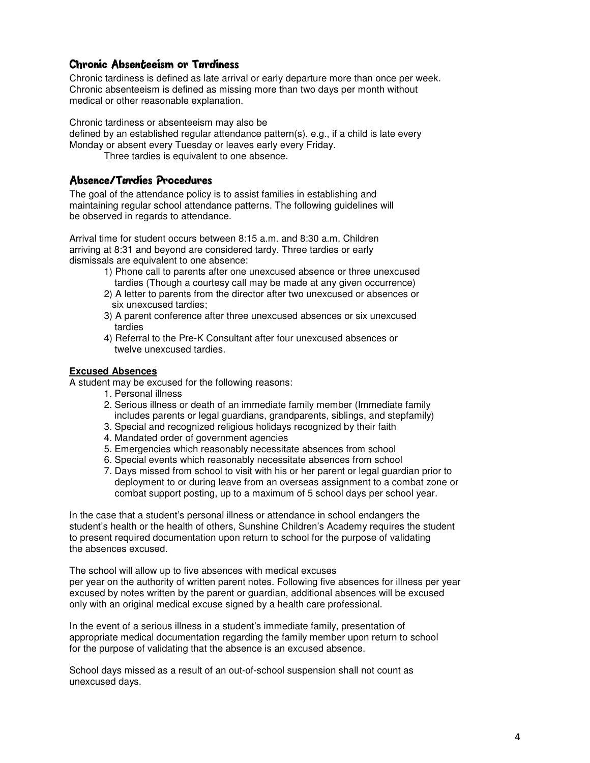## Chronic Absenteeism or Tardiness

Chronic tardiness is defined as late arrival or early departure more than once per week. Chronic absenteeism is defined as missing more than two days per month without medical or other reasonable explanation.

Chronic tardiness or absenteeism may also be defined by an established regular attendance pattern(s), e.g., if a child is late every Monday or absent every Tuesday or leaves early every Friday.

Three tardies is equivalent to one absence.

## Absence/Tardies Procedures

The goal of the attendance policy is to assist families in establishing and maintaining regular school attendance patterns. The following guidelines will be observed in regards to attendance.

Arrival time for student occurs between 8:15 a.m. and 8:30 a.m. Children arriving at 8:31 and beyond are considered tardy. Three tardies or early dismissals are equivalent to one absence:

1) Phone call to parents after one unexcused absence or three unexcused tardies (Though a courtesy call may be made at any given occurrence)
2) A letter to parents from the director after two unexcused or absences or six unexcused tardies;
3) A parent conference after three unexcused absences or six unexcused tardies
4) Referral to the Pre-K Consultant after four unexcused absences or twelve unexcused tardies.

**Excused Absences**

A student may be excused for the following reasons:

1. Personal illness
2. Serious illness or death of an immediate family member (Immediate family includes parents or legal guardians, grandparents, siblings, and stepfamily)
3. Special and recognized religious holidays recognized by their faith
4. Mandated order of government agencies
5. Emergencies which reasonably necessitate absences from school
6. Special events which reasonably necessitate absences from school
7. Days missed from school to visit with his or her parent or legal guardian prior to deployment to or during leave from an overseas assignment to a combat zone or combat support posting, up to a maximum of 5 school days per school year.

In the case that a student's personal illness or attendance in school endangers the student's health or the health of others, Sunshine Children's Academy requires the student to present required documentation upon return to school for the purpose of validating the absences excused.

The school will allow up to five absences with medical excuses per year on the authority of written parent notes. Following five absences for illness per year excused by notes written by the parent or guardian, additional absences will be excused only with an original medical excuse signed by a health care professional.

In the event of a serious illness in a student's immediate family, presentation of appropriate medical documentation regarding the family member upon return to school for the purpose of validating that the absence is an excused absence.

School days missed as a result of an out-of-school suspension shall not count as unexcused days.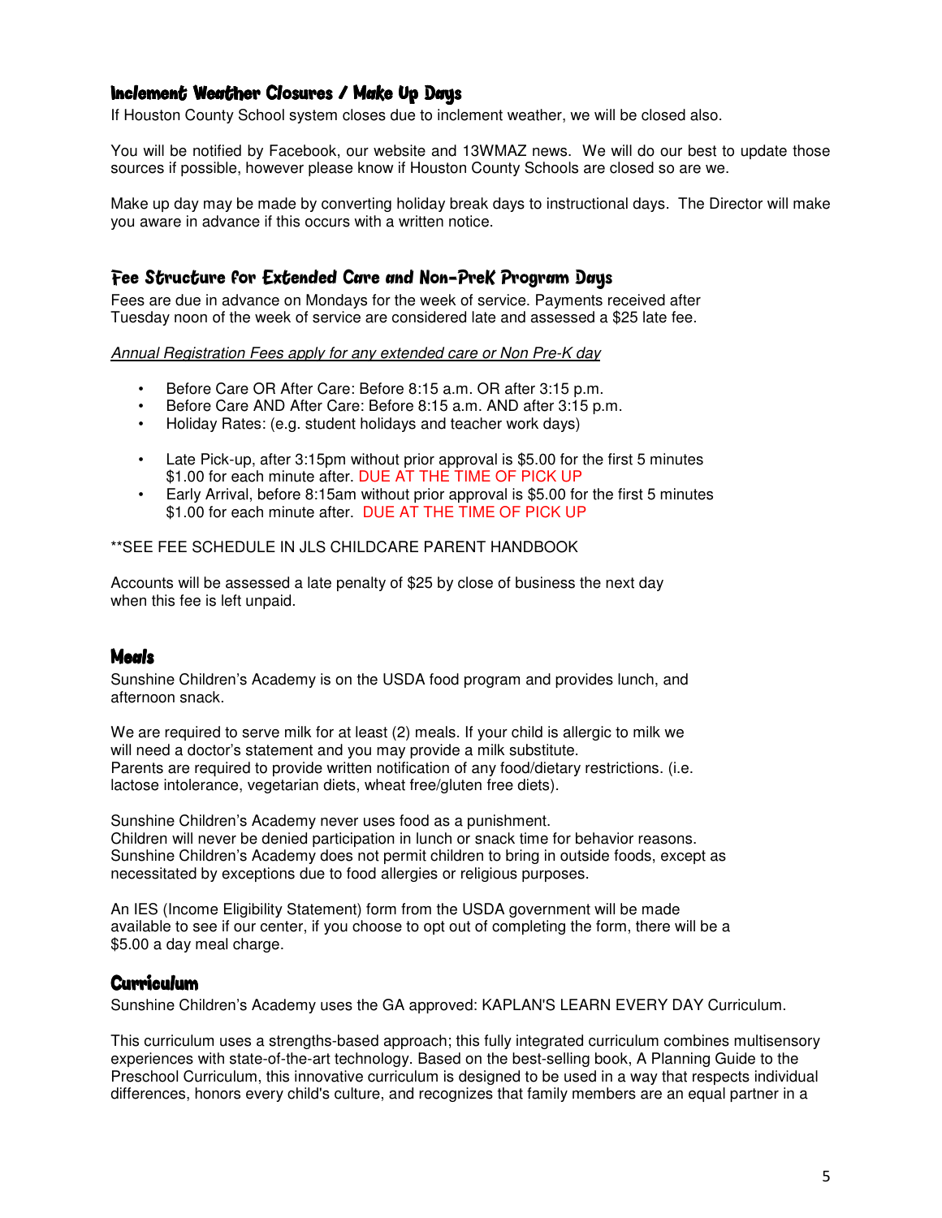## Inclement Weather Closures / Make Up Days

If Houston County School system closes due to inclement weather, we will be closed also.

You will be notified by Facebook, our website and 13WMAZ news. We will do our best to update those sources if possible, however please know if Houston County Schools are closed so are we.

Make up day may be made by converting holiday break days to instructional days. The Director will make you aware in advance if this occurs with a written notice.

## Fee Structure for Extended Care and Non-PreK Program Days

Fees are due in advance on Mondays for the week of service. Payments received after Tuesday noon of the week of service are considered late and assessed a $25 late fee.

*Annual Registration Fees apply for any extended care or Non Pre-K day*

- Before Care OR After Care: Before 8:15 a.m. OR after 3:15 p.m.
- Before Care AND After Care: Before 8:15 a.m. AND after 3:15 p.m.
- Holiday Rates: (e.g. student holidays and teacher work days)

- Late Pick-up, after 3:15pm without prior approval is $5.00 for the first 5 minutes $1.00 for each minute after. DUE AT THE TIME OF PICK UP
- Early Arrival, before 8:15am without prior approval is $5.00 for the first 5 minutes $1.00 for each minute after. DUE AT THE TIME OF PICK UP

**SEE FEE SCHEDULE IN JLS CHILDCARE PARENT HANDBOOK

Accounts will be assessed a late penalty of $25 by close of business the next day when this fee is left unpaid.

## Meals

Sunshine Children's Academy is on the USDA food program and provides lunch, and afternoon snack.

We are required to serve milk for at least (2) meals. If your child is allergic to milk we will need a doctor's statement and you may provide a milk substitute.
Parents are required to provide written notification of any food/dietary restrictions. (i.e. lactose intolerance, vegetarian diets, wheat free/gluten free diets).

Sunshine Children's Academy never uses food as a punishment.
Children will never be denied participation in lunch or snack time for behavior reasons.
Sunshine Children's Academy does not permit children to bring in outside foods, except as necessitated by exceptions due to food allergies or religious purposes.

An IES (Income Eligibility Statement) form from the USDA government will be made available to see if our center, if you choose to opt out of completing the form, there will be a $5.00 a day meal charge.

## Curriculum

Sunshine Children's Academy uses the GA approved: KAPLAN'S LEARN EVERY DAY Curriculum.

This curriculum uses a strengths-based approach; this fully integrated curriculum combines multisensory experiences with state-of-the-art technology. Based on the best-selling book, A Planning Guide to the Preschool Curriculum, this innovative curriculum is designed to be used in a way that respects individual differences, honors every child's culture, and recognizes that family members are an equal partner in a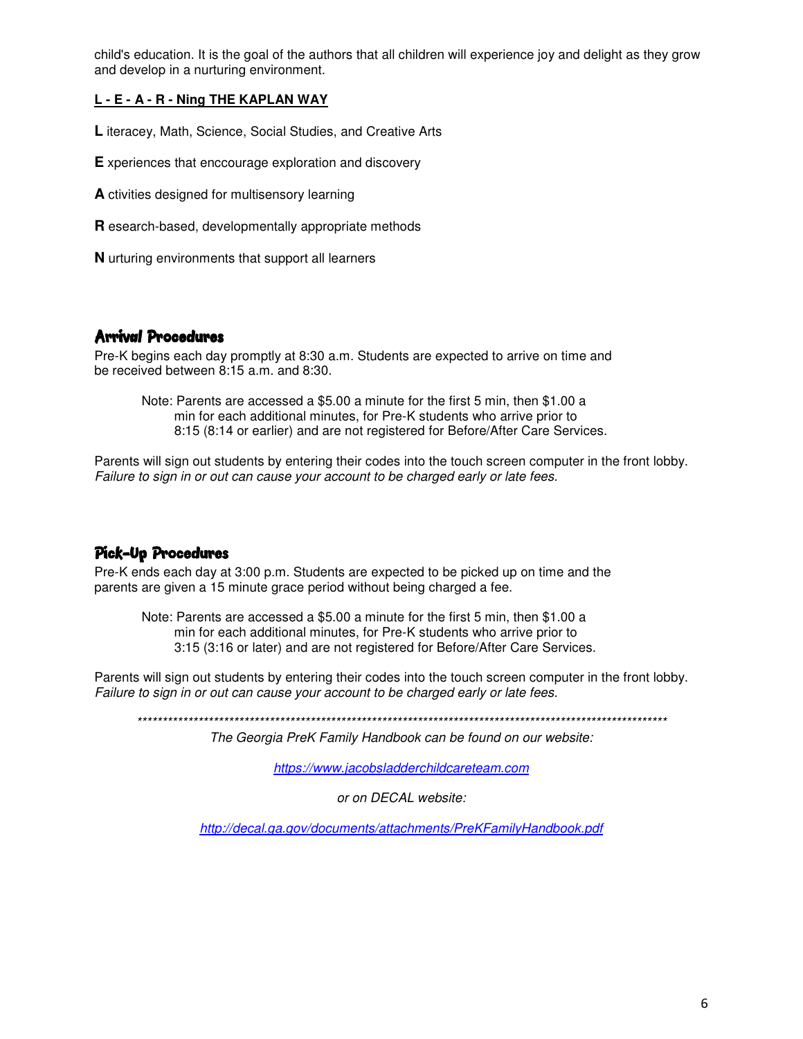child's education. It is the goal of the authors that all children will experience joy and delight as they grow and develop in a nurturing environment.

**L - E - A - R - Ning THE KAPLAN WAY**

**L** iteracey, Math, Science, Social Studies, and Creative Arts

**E** xperiences that enccourage exploration and discovery

**A** ctivities designed for multisensory learning

**R** esearch-based, developmentally appropriate methods

**N** urturing environments that support all learners

## Arrival Procedures

Pre-K begins each day promptly at 8:30 a.m. Students are expected to arrive on time and be received between 8:15 a.m. and 8:30.

> Note: Parents are accessed a $5.00 a minute for the first 5 min, then $1.00 a min for each additional minutes, for Pre-K students who arrive prior to 8:15 (8:14 or earlier) and are not registered for Before/After Care Services.

Parents will sign out students by entering their codes into the touch screen computer in the front lobby. *Failure to sign in or out can cause your account to be charged early or late fees.*

## Pick-Up Procedures

Pre-K ends each day at 3:00 p.m. Students are expected to be picked up on time and the parents are given a 15 minute grace period without being charged a fee.

> Note: Parents are accessed a $5.00 a minute for the first 5 min, then $1.00 a min for each additional minutes, for Pre-K students who arrive prior to 3:15 (3:16 or later) and are not registered for Before/After Care Services.

Parents will sign out students by entering their codes into the touch screen computer in the front lobby. *Failure to sign in or out can cause your account to be charged early or late fees.*

*****************************************************************************************************

*The Georgia PreK Family Handbook can be found on our website:*

*https://www.jacobsladderchildcareteam.com*

*or on DECAL website:*

*http://decal.ga.gov/documents/attachments/PreKFamilyHandbook.pdf*